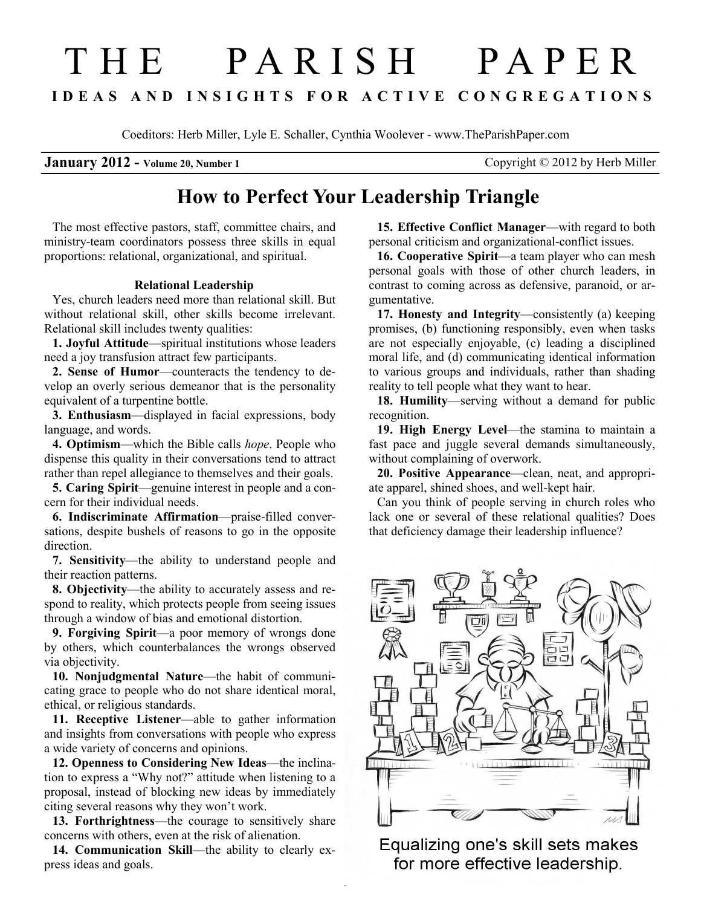# THE PARISH PAPER

**IDEAS AND INSIGHTS FOR ACTIVE CONGREGATIONS**

Coeditors: Herb Miller, Lyle E. Schaller, Cynthia Woolever - www.TheParishPaper.com

**January 2012 - Volume 20, Number 1** Copyright © 2012 by Herb Miller

## How to Perfect Your Leadership Triangle

The most effective pastors, staff, committee chairs, and ministry-team coordinators possess three skills in equal proportions: relational, organizational, and spiritual.

### Relational Leadership

Yes, church leaders need more than relational skill. But without relational skill, other skills become irrelevant. Relational skill includes twenty qualities:

**1. Joyful Attitude**—spiritual institutions whose leaders need a joy transfusion attract few participants.

**2. Sense of Humor**—counteracts the tendency to develop an overly serious demeanor that is the personality equivalent of a turpentine bottle.

**3. Enthusiasm**—displayed in facial expressions, body language, and words.

**4. Optimism**—which the Bible calls *hope*. People who dispense this quality in their conversations tend to attract rather than repel allegiance to themselves and their goals.

**5. Caring Spirit**—genuine interest in people and a concern for their individual needs.

**6. Indiscriminate Affirmation**—praise-filled conversations, despite bushels of reasons to go in the opposite direction.

**7. Sensitivity**—the ability to understand people and their reaction patterns.

**8. Objectivity**—the ability to accurately assess and respond to reality, which protects people from seeing issues through a window of bias and emotional distortion.

**9. Forgiving Spirit**—a poor memory of wrongs done by others, which counterbalances the wrongs observed via objectivity.

**10. Nonjudgmental Nature**—the habit of communicating grace to people who do not share identical moral, ethical, or religious standards.

**11. Receptive Listener**—able to gather information and insights from conversations with people who express a wide variety of concerns and opinions.

**12. Openness to Considering New Ideas**—the inclination to express a "Why not?" attitude when listening to a proposal, instead of blocking new ideas by immediately citing several reasons why they won't work.

**13. Forthrightness**—the courage to sensitively share concerns with others, even at the risk of alienation.

**14. Communication Skill**—the ability to clearly express ideas and goals.

**15. Effective Conflict Manager**—with regard to both personal criticism and organizational-conflict issues.

**16. Cooperative Spirit**—a team player who can mesh personal goals with those of other church leaders, in contrast to coming across as defensive, paranoid, or argumentative.

**17. Honesty and Integrity**—consistently (a) keeping promises, (b) functioning responsibly, even when tasks are not especially enjoyable, (c) leading a disciplined moral life, and (d) communicating identical information to various groups and individuals, rather than shading reality to tell people what they want to hear.

**18. Humility**—serving without a demand for public recognition.

**19. High Energy Level**—the stamina to maintain a fast pace and juggle several demands simultaneously, without complaining of overwork.

**20. Positive Appearance**—clean, neat, and appropriate apparel, shined shoes, and well-kept hair.

Can you think of people serving in church roles who lack one or several of these relational qualities? Does that deficiency damage their leadership influence?

Equalizing one's skill sets makes for more effective leadership.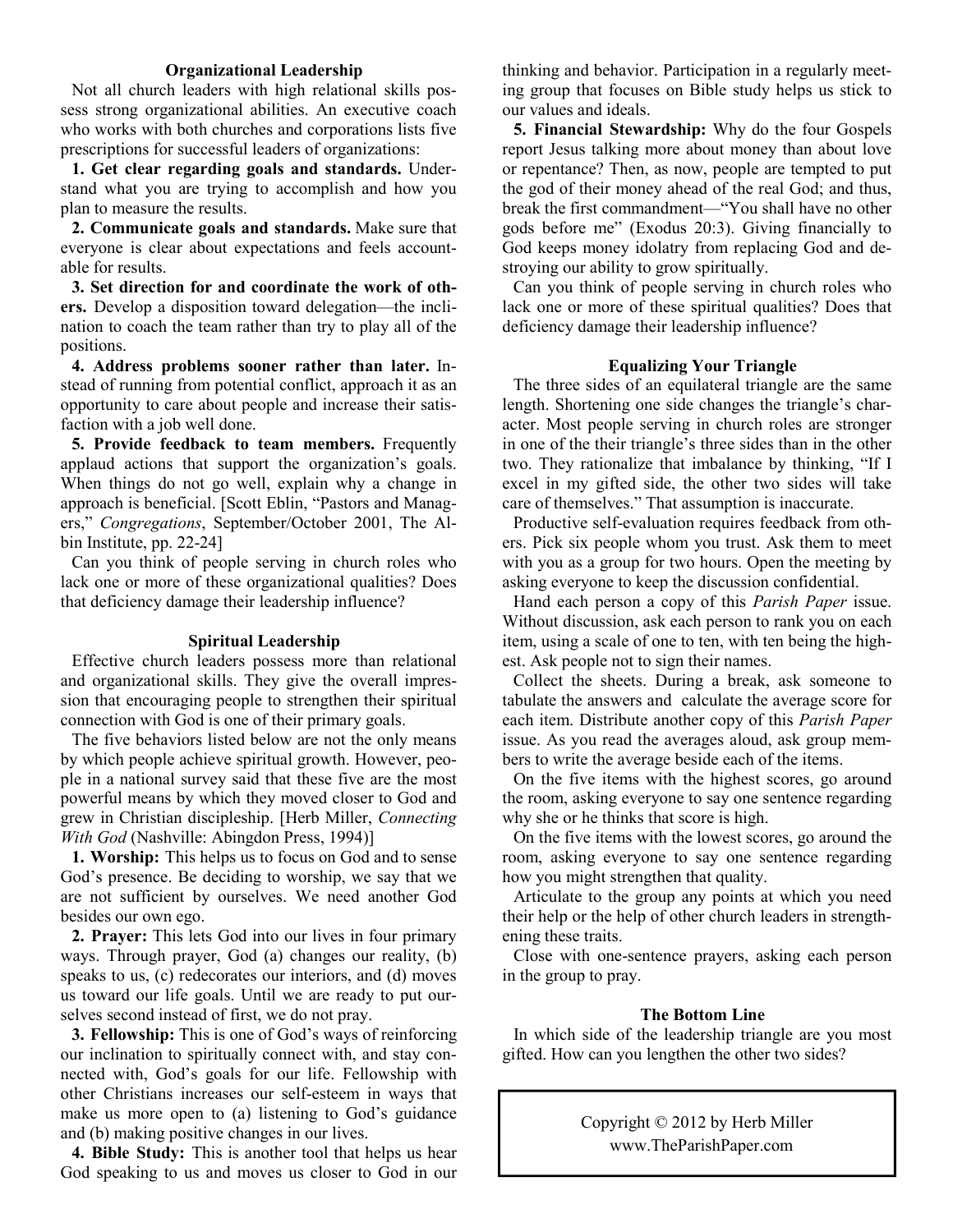## Organizational Leadership

Not all church leaders with high relational skills possess strong organizational abilities. An executive coach who works with both churches and corporations lists five prescriptions for successful leaders of organizations:

**1. Get clear regarding goals and standards.** Understand what you are trying to accomplish and how you plan to measure the results.

**2. Communicate goals and standards.** Make sure that everyone is clear about expectations and feels accountable for results.

**3. Set direction for and coordinate the work of others.** Develop a disposition toward delegation—the inclination to coach the team rather than try to play all of the positions.

**4. Address problems sooner rather than later.** Instead of running from potential conflict, approach it as an opportunity to care about people and increase their satisfaction with a job well done.

**5. Provide feedback to team members.** Frequently applaud actions that support the organization's goals. When things do not go well, explain why a change in approach is beneficial. [Scott Eblin, "Pastors and Managers," *Congregations*, September/October 2001, The Albin Institute, pp. 22-24]

Can you think of people serving in church roles who lack one or more of these organizational qualities? Does that deficiency damage their leadership influence?

## Spiritual Leadership

Effective church leaders possess more than relational and organizational skills. They give the overall impression that encouraging people to strengthen their spiritual connection with God is one of their primary goals.

The five behaviors listed below are not the only means by which people achieve spiritual growth. However, people in a national survey said that these five are the most powerful means by which they moved closer to God and grew in Christian discipleship. [Herb Miller, *Connecting With God* (Nashville: Abingdon Press, 1994)]

**1. Worship:** This helps us to focus on God and to sense God's presence. Be deciding to worship, we say that we are not sufficient by ourselves. We need another God besides our own ego.

**2. Prayer:** This lets God into our lives in four primary ways. Through prayer, God (a) changes our reality, (b) speaks to us, (c) redecorates our interiors, and (d) moves us toward our life goals. Until we are ready to put ourselves second instead of first, we do not pray.

**3. Fellowship:** This is one of God's ways of reinforcing our inclination to spiritually connect with, and stay connected with, God's goals for our life. Fellowship with other Christians increases our self-esteem in ways that make us more open to (a) listening to God's guidance and (b) making positive changes in our lives.

**4. Bible Study:** This is another tool that helps us hear God speaking to us and moves us closer to God in our thinking and behavior. Participation in a regularly meeting group that focuses on Bible study helps us stick to our values and ideals.

**5. Financial Stewardship:** Why do the four Gospels report Jesus talking more about money than about love or repentance? Then, as now, people are tempted to put the god of their money ahead of the real God; and thus, break the first commandment—"You shall have no other gods before me" (Exodus 20:3). Giving financially to God keeps money idolatry from replacing God and destroying our ability to grow spiritually.

Can you think of people serving in church roles who lack one or more of these spiritual qualities? Does that deficiency damage their leadership influence?

## Equalizing Your Triangle

The three sides of an equilateral triangle are the same length. Shortening one side changes the triangle's character. Most people serving in church roles are stronger in one of the their triangle's three sides than in the other two. They rationalize that imbalance by thinking, "If I excel in my gifted side, the other two sides will take care of themselves." That assumption is inaccurate.

Productive self-evaluation requires feedback from others. Pick six people whom you trust. Ask them to meet with you as a group for two hours. Open the meeting by asking everyone to keep the discussion confidential.

Hand each person a copy of this *Parish Paper* issue. Without discussion, ask each person to rank you on each item, using a scale of one to ten, with ten being the highest. Ask people not to sign their names.

Collect the sheets. During a break, ask someone to tabulate the answers and calculate the average score for each item. Distribute another copy of this *Parish Paper* issue. As you read the averages aloud, ask group members to write the average beside each of the items.

On the five items with the highest scores, go around the room, asking everyone to say one sentence regarding why she or he thinks that score is high.

On the five items with the lowest scores, go around the room, asking everyone to say one sentence regarding how you might strengthen that quality.

Articulate to the group any points at which you need their help or the help of other church leaders in strengthening these traits.

Close with one-sentence prayers, asking each person in the group to pray.

## The Bottom Line

In which side of the leadership triangle are you most gifted. How can you lengthen the other two sides?

Copyright © 2012 by Herb Miller
www.TheParishPaper.com